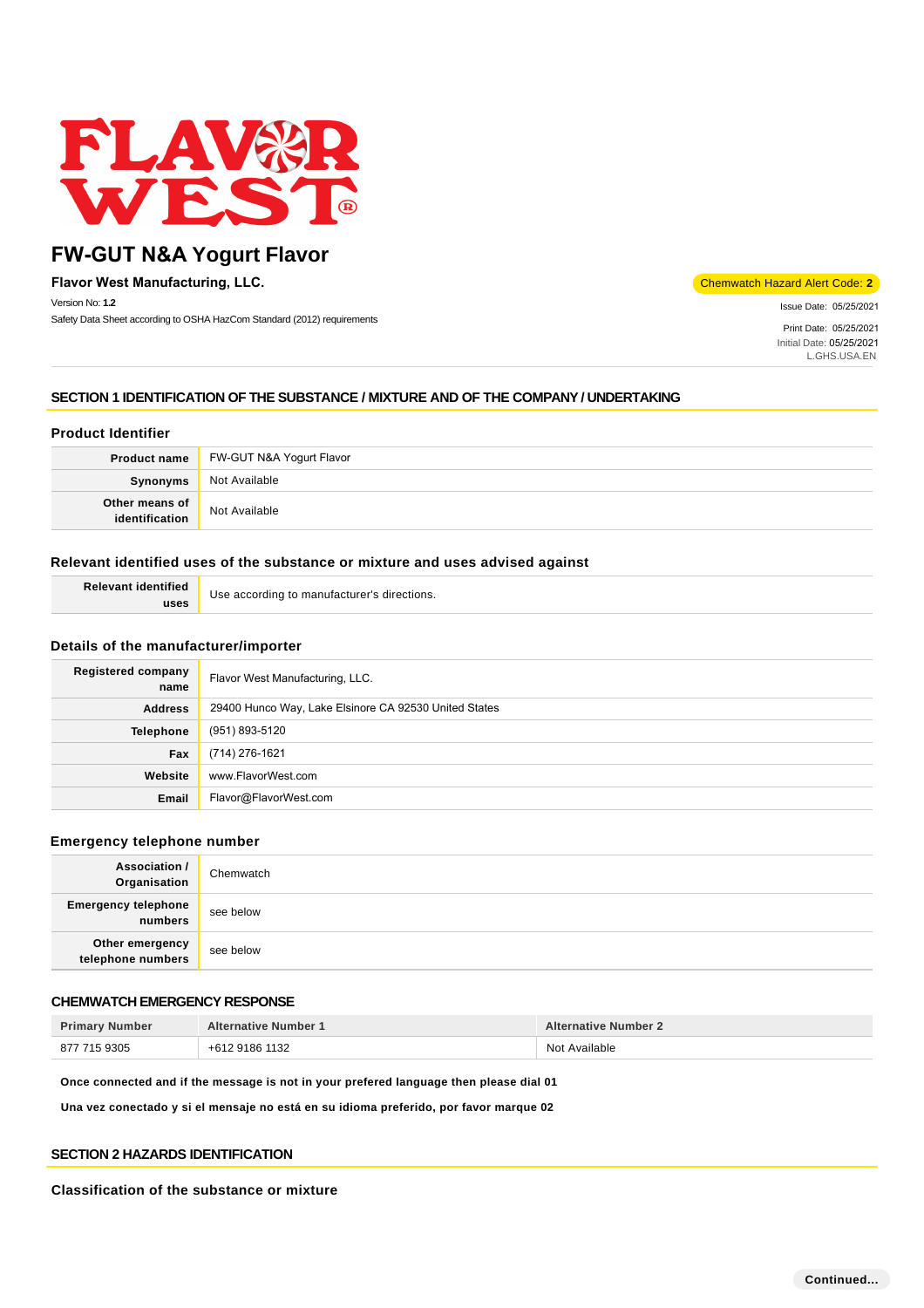# FW-GUT N&A Yogurt Flavor

**Flavor West Manufacturing, LLC.**

Chemwatch Hazard Alert Code: **2**

Version No: **1.2**

Safety Data Sheet according to OSHA HazCom Standard (2012) requirements

Issue Date: 05/25/2021

Print Date: 05/25/2021

Initial Date: 05/25/2021

L.GHS.USA.EN

## SECTION 1 IDENTIFICATION OF THE SUBSTANCE / MIXTURE AND OF THE COMPANY / UNDERTAKING

### Product Identifier

| | |
|---|---|
| **Product name** | FW-GUT N&A Yogurt Flavor |
| **Synonyms** | Not Available |
| **Other means of identification** | Not Available |

### Relevant identified uses of the substance or mixture and uses advised against

| | |
|---|---|
| **Relevant identified uses** | Use according to manufacturer's directions. |

### Details of the manufacturer/importer

| | |
|---|---|
| **Registered company name** | Flavor West Manufacturing, LLC. |
| **Address** | 29400 Hunco Way, Lake Elsinore CA 92530 United States |
| **Telephone** | (951) 893-5120 |
| **Fax** | (714) 276-1621 |
| **Website** | www.FlavorWest.com |
| **Email** | Flavor@FlavorWest.com |

### Emergency telephone number

| | |
|---|---|
| **Association / Organisation** | Chemwatch |
| **Emergency telephone numbers** | see below |
| **Other emergency telephone numbers** | see below |

### CHEMWATCH EMERGENCY RESPONSE

| Primary Number | Alternative Number 1 | Alternative Number 2 |
|---|---|---|
| 877 715 9305 | +612 9186 1132 | Not Available |

**Once connected and if the message is not in your prefered language then please dial 01**

**Una vez conectado y si el mensaje no está en su idioma preferido, por favor marque 02**

## SECTION 2 HAZARDS IDENTIFICATION

### Classification of the substance or mixture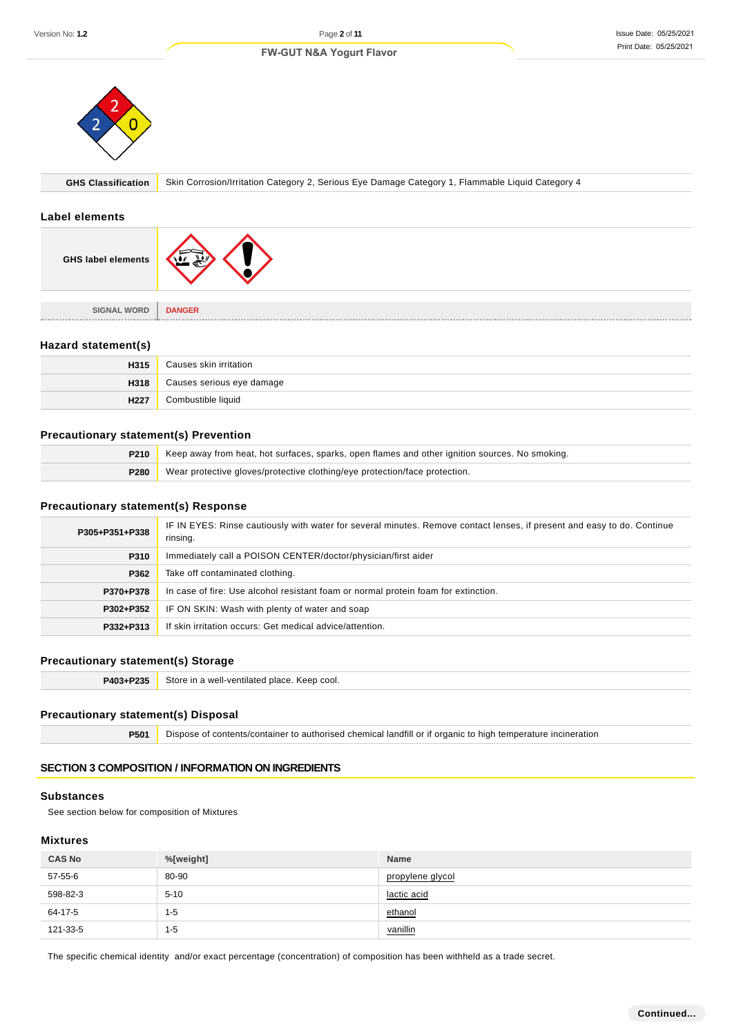| GHS Classification | Skin Corrosion/Irritation Category 2, Serious Eye Damage Category 1, Flammable Liquid Category 4 |
|---|---|

## Label elements

| GHS label elements | |
|---|---|
| SIGNAL WORD | DANGER |

## Hazard statement(s)

| | |
|---|---|
| H315 | Causes skin irritation |
| H318 | Causes serious eye damage |
| H227 | Combustible liquid |

## Precautionary statement(s) Prevention

| | |
|---|---|
| P210 | Keep away from heat, hot surfaces, sparks, open flames and other ignition sources. No smoking. |
| P280 | Wear protective gloves/protective clothing/eye protection/face protection. |

## Precautionary statement(s) Response

| | |
|---|---|
| P305+P351+P338 | IF IN EYES: Rinse cautiously with water for several minutes. Remove contact lenses, if present and easy to do. Continue rinsing. |
| P310 | Immediately call a POISON CENTER/doctor/physician/first aider |
| P362 | Take off contaminated clothing. |
| P370+P378 | In case of fire: Use alcohol resistant foam or normal protein foam for extinction. |
| P302+P352 | IF ON SKIN: Wash with plenty of water and soap |
| P332+P313 | If skin irritation occurs: Get medical advice/attention. |

## Precautionary statement(s) Storage

| | |
|---|---|
| P403+P235 | Store in a well-ventilated place. Keep cool. |

## Precautionary statement(s) Disposal

| | |
|---|---|
| P501 | Dispose of contents/container to authorised chemical landfill or if organic to high temperature incineration |

# SECTION 3 COMPOSITION / INFORMATION ON INGREDIENTS

## Substances

See section below for composition of Mixtures

## Mixtures

| CAS No | %[weight] | Name |
|---|---|---|
| 57-55-6 | 80-90 | propylene glycol |
| 598-82-3 | 5-10 | lactic acid |
| 64-17-5 | 1-5 | ethanol |
| 121-33-5 | 1-5 | vanillin |

The specific chemical identity and/or exact percentage (concentration) of composition has been withheld as a trade secret.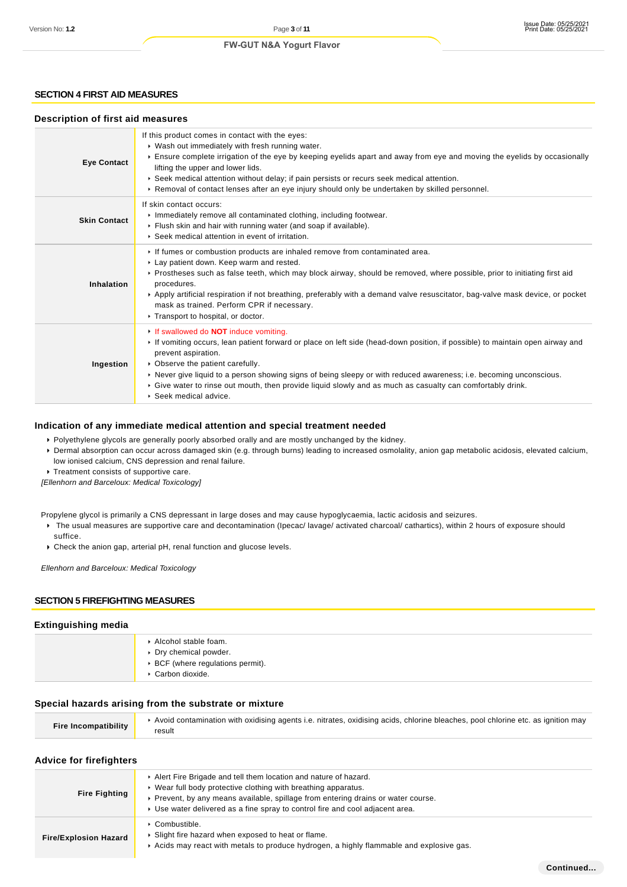## SECTION 4 FIRST AID MEASURES

### Description of first aid measures

| | |
|---|---|
| **Eye Contact** | If this product comes in contact with the eyes:<br>▸ Wash out immediately with fresh running water.<br>▸ Ensure complete irrigation of the eye by keeping eyelids apart and away from eye and moving the eyelids by occasionally lifting the upper and lower lids.<br>▸ Seek medical attention without delay; if pain persists or recurs seek medical attention.<br>▸ Removal of contact lenses after an eye injury should only be undertaken by skilled personnel. |
| **Skin Contact** | If skin contact occurs:<br>▸ Immediately remove all contaminated clothing, including footwear.<br>▸ Flush skin and hair with running water (and soap if available).<br>▸ Seek medical attention in event of irritation. |
| **Inhalation** | ▸ If fumes or combustion products are inhaled remove from contaminated area.<br>▸ Lay patient down. Keep warm and rested.<br>▸ Prostheses such as false teeth, which may block airway, should be removed, where possible, prior to initiating first aid procedures.<br>▸ Apply artificial respiration if not breathing, preferably with a demand valve resuscitator, bag-valve mask device, or pocket mask as trained. Perform CPR if necessary.<br>▸ Transport to hospital, or doctor. |
| **Ingestion** | ▸ If swallowed do **NOT** induce vomiting.<br>▸ If vomiting occurs, lean patient forward or place on left side (head-down position, if possible) to maintain open airway and prevent aspiration.<br>▸ Observe the patient carefully.<br>▸ Never give liquid to a person showing signs of being sleepy or with reduced awareness; i.e. becoming unconscious.<br>▸ Give water to rinse out mouth, then provide liquid slowly and as much as casualty can comfortably drink.<br>▸ Seek medical advice. |

### Indication of any immediate medical attention and special treatment needed

- Polyethylene glycols are generally poorly absorbed orally and are mostly unchanged by the kidney.
- Dermal absorption can occur across damaged skin (e.g. through burns) leading to increased osmolality, anion gap metabolic acidosis, elevated calcium, low ionised calcium, CNS depression and renal failure.
- Treatment consists of supportive care.

*[Ellenhorn and Barceloux: Medical Toxicology]*

Propylene glycol is primarily a CNS depressant in large doses and may cause hypoglycaemia, lactic acidosis and seizures.

- The usual measures are supportive care and decontamination (Ipecac/ lavage/ activated charcoal/ cathartics), within 2 hours of exposure should suffice.
- Check the anion gap, arterial pH, renal function and glucose levels.

*Ellenhorn and Barceloux: Medical Toxicology*

## SECTION 5 FIREFIGHTING MEASURES

### Extinguishing media

| | |
|---|---|
| | ▸ Alcohol stable foam.<br>▸ Dry chemical powder.<br>▸ BCF (where regulations permit).<br>▸ Carbon dioxide. |

### Special hazards arising from the substrate or mixture

| | |
|---|---|
| **Fire Incompatibility** | ▸ Avoid contamination with oxidising agents i.e. nitrates, oxidising acids, chlorine bleaches, pool chlorine etc. as ignition may result |

### Advice for firefighters

| | |
|---|---|
| **Fire Fighting** | ▸ Alert Fire Brigade and tell them location and nature of hazard.<br>▸ Wear full body protective clothing with breathing apparatus.<br>▸ Prevent, by any means available, spillage from entering drains or water course.<br>▸ Use water delivered as a fine spray to control fire and cool adjacent area. |
| **Fire/Explosion Hazard** | ▸ Combustible.<br>▸ Slight fire hazard when exposed to heat or flame.<br>▸ Acids may react with metals to produce hydrogen, a highly flammable and explosive gas. |

Continued...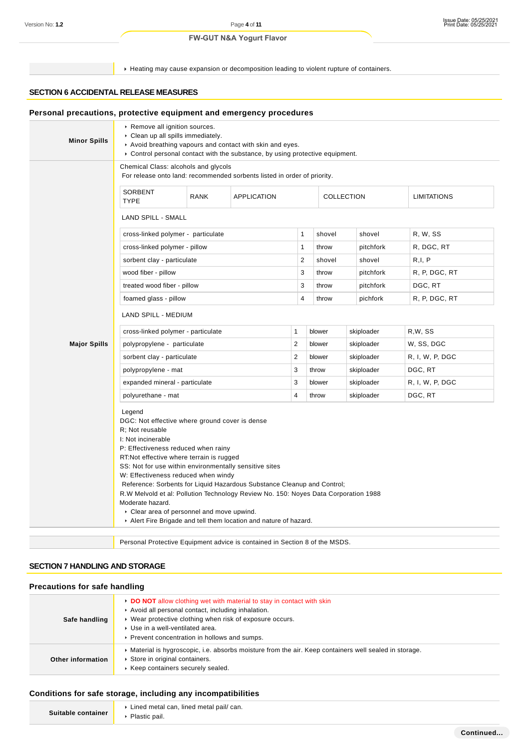| | |
|---|---|
| | ‣ Heating may cause expansion or decomposition leading to violent rupture of containers. |

## SECTION 6 ACCIDENTAL RELEASE MEASURES

### Personal precautions, protective equipment and emergency procedures

**Minor Spills**

- Remove all ignition sources.
- Clean up all spills immediately.
- Avoid breathing vapours and contact with skin and eyes.
- Control personal contact with the substance, by using protective equipment.

**Major Spills**

Chemical Class: alcohols and glycols
For release onto land: recommended sorbents listed in order of priority.

| SORBENT TYPE | RANK | APPLICATION | COLLECTION | LIMITATIONS |
|---|---|---|---|---|
| **LAND SPILL - SMALL** | | | | |
| cross-linked polymer - particulate | 1 | shovel | shovel | R, W, SS |
| cross-linked polymer - pillow | 1 | throw | pitchfork | R, DGC, RT |
| sorbent clay - particulate | 2 | shovel | shovel | R,I, P |
| wood fiber - pillow | 3 | throw | pitchfork | R, P, DGC, RT |
| treated wood fiber - pillow | 3 | throw | pitchfork | DGC, RT |
| foamed glass - pillow | 4 | throw | pichfork | R, P, DGC, RT |
| **LAND SPILL - MEDIUM** | | | | |
| cross-linked polymer - particulate | 1 | blower | skiploader | R,W, SS |
| polypropylene - particulate | 2 | blower | skiploader | W, SS, DGC |
| sorbent clay - particulate | 2 | blower | skiploader | R, I, W, P, DGC |
| polypropylene - mat | 3 | throw | skiploader | DGC, RT |
| expanded mineral - particulate | 3 | blower | skiploader | R, I, W, P, DGC |
| polyurethane - mat | 4 | throw | skiploader | DGC, RT |

Legend
DGC: Not effective where ground cover is dense
R; Not reusable
I: Not incinerable
P: Effectiveness reduced when rainy
RT:Not effective where terrain is rugged
SS: Not for use within environmentally sensitive sites
W: Effectiveness reduced when windy
Reference: Sorbents for Liquid Hazardous Substance Cleanup and Control;
R.W Melvold et al: Pollution Technology Review No. 150: Noyes Data Corporation 1988
Moderate hazard.

- Clear area of personnel and move upwind.
- Alert Fire Brigade and tell them location and nature of hazard.

Personal Protective Equipment advice is contained in Section 8 of the MSDS.

## SECTION 7 HANDLING AND STORAGE

### Precautions for safe handling

**Safe handling**

- **DO NOT** allow clothing wet with material to stay in contact with skin
- Avoid all personal contact, including inhalation.
- Wear protective clothing when risk of exposure occurs.
- Use in a well-ventilated area.
- Prevent concentration in hollows and sumps.

**Other information**

- Material is hygroscopic, i.e. absorbs moisture from the air. Keep containers well sealed in storage.
- Store in original containers.
- Keep containers securely sealed.

### Conditions for safe storage, including any incompatibilities

**Suitable container**

- Lined metal can, lined metal pail/ can.
- Plastic pail.

Continued...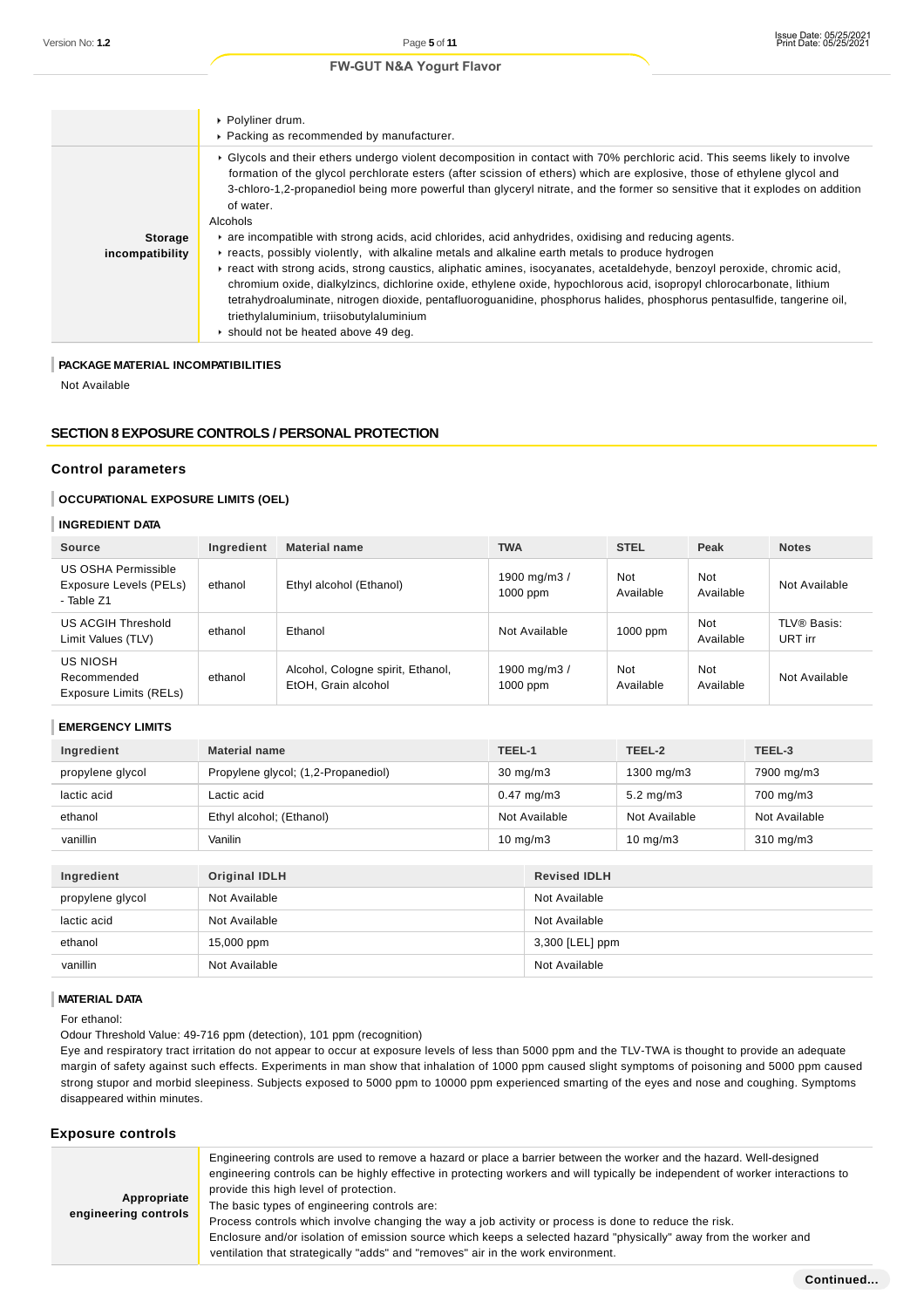| | |
|---|---|
| | ▸ Polyliner drum.<br>▸ Packing as recommended by manufacturer. |
| **Storage incompatibility** | ▸ Glycols and their ethers undergo violent decomposition in contact with 70% perchloric acid. This seems likely to involve formation of the glycol perchlorate esters (after scission of ethers) which are explosive, those of ethylene glycol and 3-chloro-1,2-propanediol being more powerful than glyceryl nitrate, and the former so sensitive that it explodes on addition of water.<br>Alcohols<br>▸ are incompatible with strong acids, acid chlorides, acid anhydrides, oxidising and reducing agents.<br>▸ reacts, possibly violently, with alkaline metals and alkaline earth metals to produce hydrogen<br>▸ react with strong acids, strong caustics, aliphatic amines, isocyanates, acetaldehyde, benzoyl peroxide, chromic acid, chromium oxide, dialkylzincs, dichlorine oxide, ethylene oxide, hypochlorous acid, isopropyl chlorocarbonate, lithium tetrahydroaluminate, nitrogen dioxide, pentafluoroguanidine, phosphorus halides, phosphorus pentasulfide, tangerine oil, triethylaluminium, triisobutylaluminium<br>▸ should not be heated above 49 deg. |

### PACKAGE MATERIAL INCOMPATIBILITIES

Not Available

## SECTION 8 EXPOSURE CONTROLS / PERSONAL PROTECTION

### Control parameters

#### OCCUPATIONAL EXPOSURE LIMITS (OEL)

#### INGREDIENT DATA

| Source | Ingredient | Material name | TWA | STEL | Peak | Notes |
|---|---|---|---|---|---|---|
| US OSHA Permissible Exposure Levels (PELs) - Table Z1 | ethanol | Ethyl alcohol (Ethanol) | 1900 mg/m3 / 1000 ppm | Not Available | Not Available | Not Available |
| US ACGIH Threshold Limit Values (TLV) | ethanol | Ethanol | Not Available | 1000 ppm | Not Available | TLV® Basis: URT irr |
| US NIOSH Recommended Exposure Limits (RELs) | ethanol | Alcohol, Cologne spirit, Ethanol, EtOH, Grain alcohol | 1900 mg/m3 / 1000 ppm | Not Available | Not Available | Not Available |

#### EMERGENCY LIMITS

| Ingredient | Material name | TEEL-1 | TEEL-2 | TEEL-3 |
|---|---|---|---|---|
| propylene glycol | Propylene glycol; (1,2-Propanediol) | 30 mg/m3 | 1300 mg/m3 | 7900 mg/m3 |
| lactic acid | Lactic acid | 0.47 mg/m3 | 5.2 mg/m3 | 700 mg/m3 |
| ethanol | Ethyl alcohol; (Ethanol) | Not Available | Not Available | Not Available |
| vanillin | Vanilin | 10 mg/m3 | 10 mg/m3 | 310 mg/m3 |

| Ingredient | Original IDLH | Revised IDLH |
|---|---|---|
| propylene glycol | Not Available | Not Available |
| lactic acid | Not Available | Not Available |
| ethanol | 15,000 ppm | 3,300 [LEL] ppm |
| vanillin | Not Available | Not Available |

#### MATERIAL DATA

For ethanol:
Odour Threshold Value: 49-716 ppm (detection), 101 ppm (recognition)
Eye and respiratory tract irritation do not appear to occur at exposure levels of less than 5000 ppm and the TLV-TWA is thought to provide an adequate margin of safety against such effects. Experiments in man show that inhalation of 1000 ppm caused slight symptoms of poisoning and 5000 ppm caused strong stupor and morbid sleepiness. Subjects exposed to 5000 ppm to 10000 ppm experienced smarting of the eyes and nose and coughing. Symptoms disappeared within minutes.

### Exposure controls

| | |
|---|---|
| **Appropriate engineering controls** | Engineering controls are used to remove a hazard or place a barrier between the worker and the hazard. Well-designed engineering controls can be highly effective in protecting workers and will typically be independent of worker interactions to provide this high level of protection.<br>The basic types of engineering controls are:<br>Process controls which involve changing the way a job activity or process is done to reduce the risk.<br>Enclosure and/or isolation of emission source which keeps a selected hazard "physically" away from the worker and ventilation that strategically "adds" and "removes" air in the work environment. |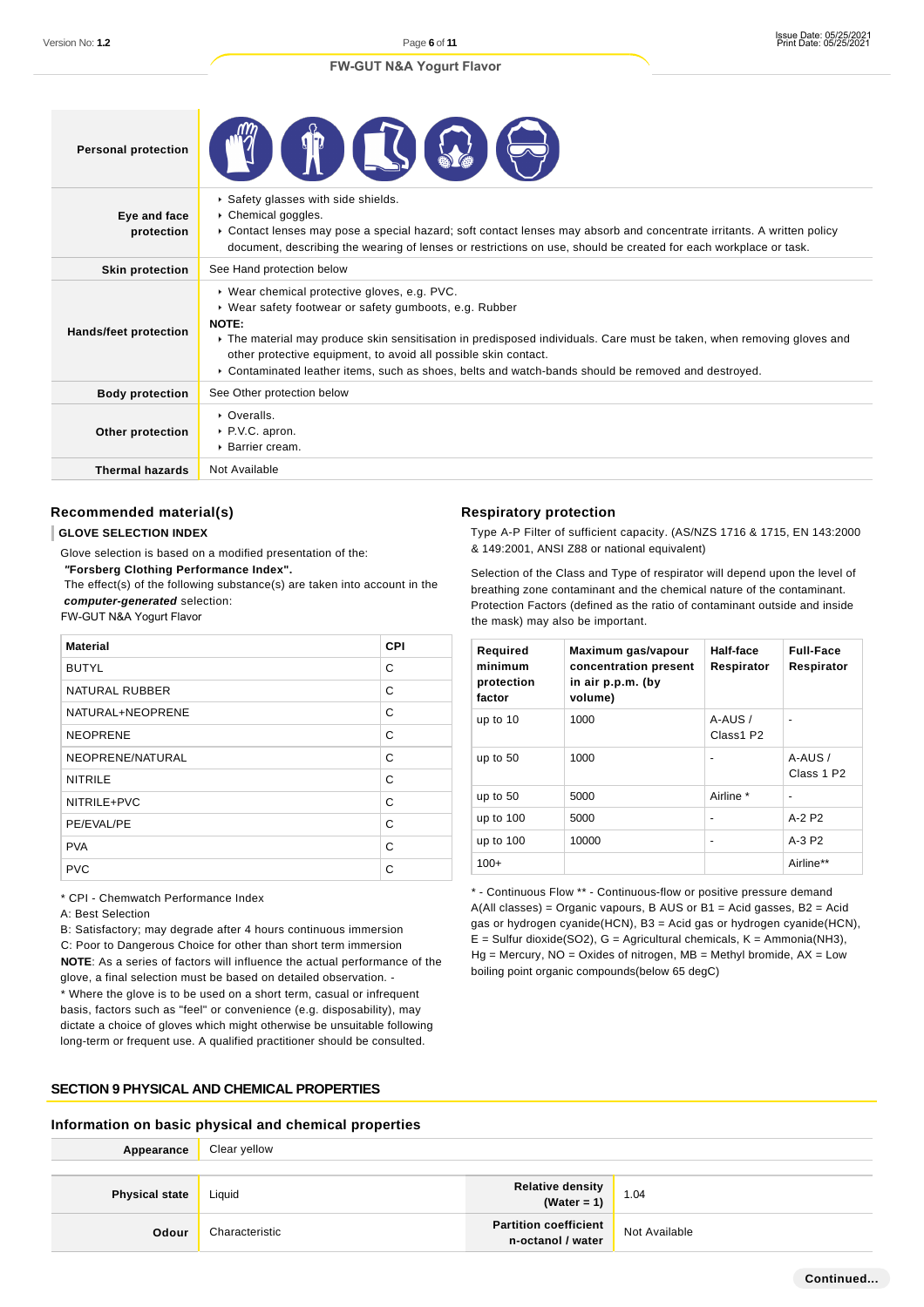| | |
|---|---|
| **Personal protection** | |
| **Eye and face protection** | ▸ Safety glasses with side shields.<br>▸ Chemical goggles.<br>▸ Contact lenses may pose a special hazard; soft contact lenses may absorb and concentrate irritants. A written policy document, describing the wearing of lenses or restrictions on use, should be created for each workplace or task. |
| **Skin protection** | See Hand protection below |
| **Hands/feet protection** | ▸ Wear chemical protective gloves, e.g. PVC.<br>▸ Wear safety footwear or safety gumboots, e.g. Rubber<br>**NOTE:**<br>▸ The material may produce skin sensitisation in predisposed individuals. Care must be taken, when removing gloves and other protective equipment, to avoid all possible skin contact.<br>▸ Contaminated leather items, such as shoes, belts and watch-bands should be removed and destroyed. |
| **Body protection** | See Other protection below |
| **Other protection** | ▸ Overalls.<br>▸ P.V.C. apron.<br>▸ Barrier cream. |
| **Thermal hazards** | Not Available |

### Recommended material(s)

**GLOVE SELECTION INDEX**

Glove selection is based on a modified presentation of the:
***"Forsberg Clothing Performance Index".***
The effect(s) of the following substance(s) are taken into account in the ***computer-generated*** selection:
FW-GUT N&A Yogurt Flavor

| Material | CPI |
|---|---|
| BUTYL | C |
| NATURAL RUBBER | C |
| NATURAL+NEOPRENE | C |
| NEOPRENE | C |
| NEOPRENE/NATURAL | C |
| NITRILE | C |
| NITRILE+PVC | C |
| PE/EVAL/PE | C |
| PVA | C |
| PVC | C |

* CPI - Chemwatch Performance Index
A: Best Selection
B: Satisfactory; may degrade after 4 hours continuous immersion
C: Poor to Dangerous Choice for other than short term immersion
**NOTE**: As a series of factors will influence the actual performance of the glove, a final selection must be based on detailed observation. -
* Where the glove is to be used on a short term, casual or infrequent basis, factors such as "feel" or convenience (e.g. disposability), may dictate a choice of gloves which might otherwise be unsuitable following long-term or frequent use. A qualified practitioner should be consulted.

### Respiratory protection

Type A-P Filter of sufficient capacity. (AS/NZS 1716 & 1715, EN 143:2000 & 149:2001, ANSI Z88 or national equivalent)

Selection of the Class and Type of respirator will depend upon the level of breathing zone contaminant and the chemical nature of the contaminant. Protection Factors (defined as the ratio of contaminant outside and inside the mask) may also be important.

| Required minimum protection factor | Maximum gas/vapour concentration present in air p.p.m. (by volume) | Half-face Respirator | Full-Face Respirator |
|---|---|---|---|
| up to 10 | 1000 | A-AUS / Class1 P2 | - |
| up to 50 | 1000 | - | A-AUS / Class 1 P2 |
| up to 50 | 5000 | Airline * | - |
| up to 100 | 5000 | - | A-2 P2 |
| up to 100 | 10000 | - | A-3 P2 |
| 100+ | | | Airline** |

* - Continuous Flow ** - Continuous-flow or positive pressure demand
A(All classes) = Organic vapours, B AUS or B1 = Acid gasses, B2 = Acid gas or hydrogen cyanide(HCN), B3 = Acid gas or hydrogen cyanide(HCN), E = Sulfur dioxide($SO_2$), G = Agricultural chemicals, K = Ammonia($NH_3$), Hg = Mercury, NO = Oxides of nitrogen, MB = Methyl bromide, AX = Low boiling point organic compounds(below 65 degC)

## SECTION 9 PHYSICAL AND CHEMICAL PROPERTIES

### Information on basic physical and chemical properties

| | | | |
|---|---|---|---|
| **Appearance** | Clear yellow | | |
| **Physical state** | Liquid | **Relative density (Water = 1)** | 1.04 |
| **Odour** | Characteristic | **Partition coefficient n-octanol / water** | Not Available |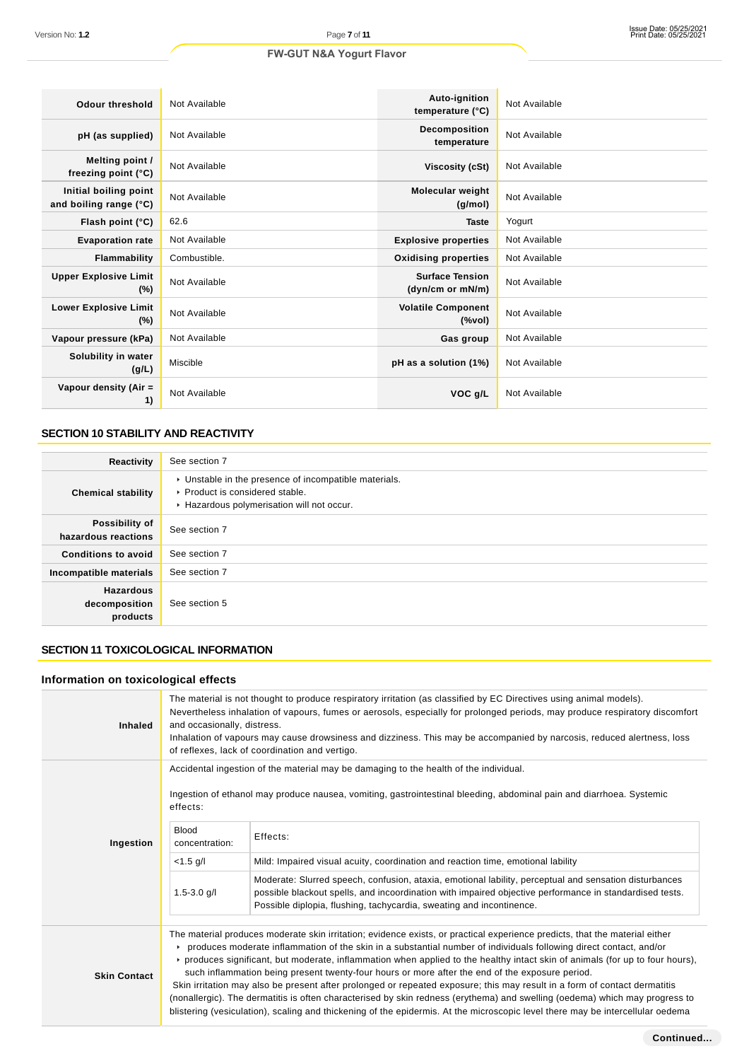| | | | |
|---|---|---|---|
| **Odour threshold** | Not Available | **Auto-ignition temperature (°C)** | Not Available |
| **pH (as supplied)** | Not Available | **Decomposition temperature** | Not Available |
| **Melting point / freezing point (°C)** | Not Available | **Viscosity (cSt)** | Not Available |
| **Initial boiling point and boiling range (°C)** | Not Available | **Molecular weight (g/mol)** | Not Available |
| **Flash point (°C)** | 62.6 | **Taste** | Yogurt |
| **Evaporation rate** | Not Available | **Explosive properties** | Not Available |
| **Flammability** | Combustible. | **Oxidising properties** | Not Available |
| **Upper Explosive Limit (%)** | Not Available | **Surface Tension (dyn/cm or mN/m)** | Not Available |
| **Lower Explosive Limit (%)** | Not Available | **Volatile Component (%vol)** | Not Available |
| **Vapour pressure (kPa)** | Not Available | **Gas group** | Not Available |
| **Solubility in water (g/L)** | Miscible | **pH as a solution (1%)** | Not Available |
| **Vapour density (Air = 1)** | Not Available | **VOC g/L** | Not Available |

## SECTION 10 STABILITY AND REACTIVITY

| | |
|---|---|
| **Reactivity** | See section 7 |
| **Chemical stability** | ▸ Unstable in the presence of incompatible materials.<br>▸ Product is considered stable.<br>▸ Hazardous polymerisation will not occur. |
| **Possibility of hazardous reactions** | See section 7 |
| **Conditions to avoid** | See section 7 |
| **Incompatible materials** | See section 7 |
| **Hazardous decomposition products** | See section 5 |

## SECTION 11 TOXICOLOGICAL INFORMATION

### Information on toxicological effects

**Inhaled**

The material is not thought to produce respiratory irritation (as classified by EC Directives using animal models). Nevertheless inhalation of vapours, fumes or aerosols, especially for prolonged periods, may produce respiratory discomfort and occasionally, distress.
Inhalation of vapours may cause drowsiness and dizziness. This may be accompanied by narcosis, reduced alertness, loss of reflexes, lack of coordination and vertigo.

**Ingestion**

Accidental ingestion of the material may be damaging to the health of the individual.

Ingestion of ethanol may produce nausea, vomiting, gastrointestinal bleeding, abdominal pain and diarrhoea. Systemic effects:

| Blood concentration: | Effects: |
|---|---|
| <1.5 g/l | Mild: Impaired visual acuity, coordination and reaction time, emotional lability |
| 1.5-3.0 g/l | Moderate: Slurred speech, confusion, ataxia, emotional lability, perceptual and sensation disturbances possible blackout spells, and incoordination with impaired objective performance in standardised tests. Possible diplopia, flushing, tachycardia, sweating and incontinence. |

**Skin Contact**

The material produces moderate skin irritation; evidence exists, or practical experience predicts, that the material either
- produces moderate inflammation of the skin in a substantial number of individuals following direct contact, and/or
- produces significant, but moderate, inflammation when applied to the healthy intact skin of animals (for up to four hours), such inflammation being present twenty-four hours or more after the end of the exposure period.

Skin irritation may also be present after prolonged or repeated exposure; this may result in a form of contact dermatitis (nonallergic). The dermatitis is often characterised by skin redness (erythema) and swelling (oedema) which may progress to blistering (vesiculation), scaling and thickening of the epidermis. At the microscopic level there may be intercellular oedema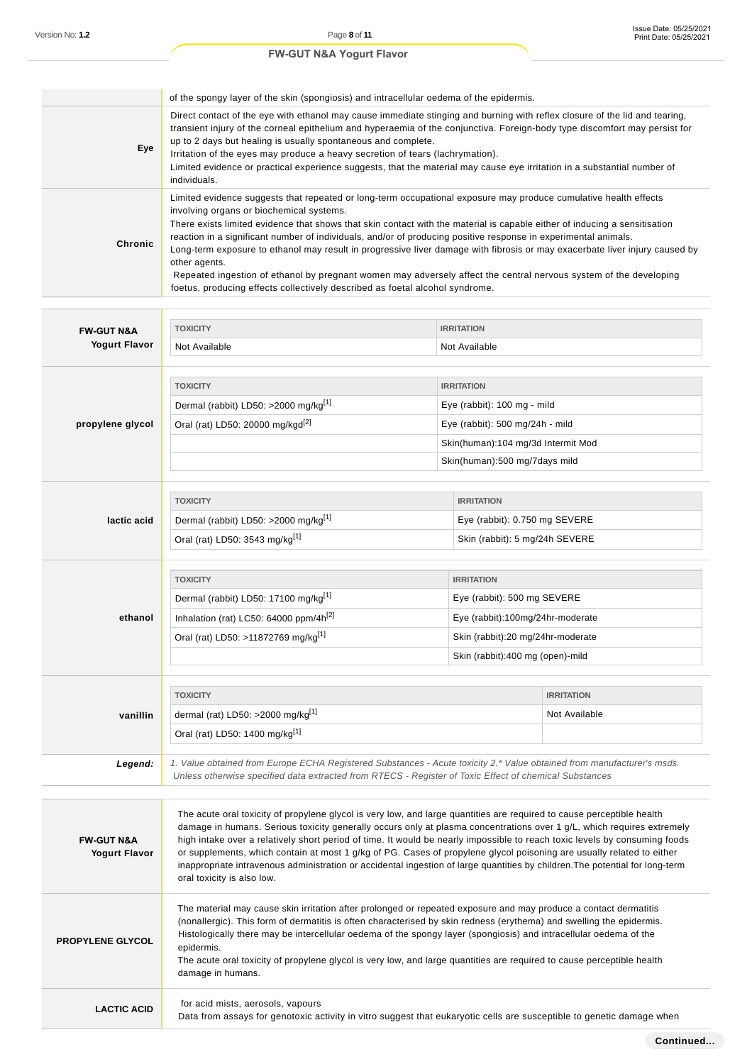| | |
|---|---|
| | of the spongy layer of the skin (spongiosis) and intracellular oedema of the epidermis. |
| **Eye** | Direct contact of the eye with ethanol may cause immediate stinging and burning with reflex closure of the lid and tearing, transient injury of the corneal epithelium and hyperaemia of the conjunctiva. Foreign-body type discomfort may persist for up to 2 days but healing is usually spontaneous and complete. Irritation of the eyes may produce a heavy secretion of tears (lachrymation). Limited evidence or practical experience suggests, that the material may cause eye irritation in a substantial number of individuals. |
| **Chronic** | Limited evidence suggests that repeated or long-term occupational exposure may produce cumulative health effects involving organs or biochemical systems. There exists limited evidence that shows that skin contact with the material is capable either of inducing a sensitisation reaction in a significant number of individuals, and/or of producing positive response in experimental animals. Long-term exposure to ethanol may result in progressive liver damage with fibrosis or may exacerbate liver injury caused by other agents. Repeated ingestion of ethanol by pregnant women may adversely affect the central nervous system of the developing foetus, producing effects collectively described as foetal alcohol syndrome. |

**FW-GUT N&A Yogurt Flavor**

| TOXICITY | IRRITATION |
|---|---|
| Not Available | Not Available |

**propylene glycol**

| TOXICITY | IRRITATION |
|---|---|
| Dermal (rabbit) LD50: >2000 mg/kg[1] | Eye (rabbit): 100 mg - mild |
| Oral (rat) LD50: 20000 mg/kgd[2] | Eye (rabbit): 500 mg/24h - mild |
| | Skin(human):104 mg/3d Intermit Mod |
| | Skin(human):500 mg/7days mild |

**lactic acid**

| TOXICITY | IRRITATION |
|---|---|
| Dermal (rabbit) LD50: >2000 mg/kg[1] | Eye (rabbit): 0.750 mg SEVERE |
| Oral (rat) LD50: 3543 mg/kg[1] | Skin (rabbit): 5 mg/24h SEVERE |

**ethanol**

| TOXICITY | IRRITATION |
|---|---|
| Dermal (rabbit) LD50: 17100 mg/kg[1] | Eye (rabbit): 500 mg SEVERE |
| Inhalation (rat) LC50: 64000 ppm/4h[2] | Eye (rabbit):100mg/24hr-moderate |
| Oral (rat) LD50: >11872769 mg/kg[1] | Skin (rabbit):20 mg/24hr-moderate |
| | Skin (rabbit):400 mg (open)-mild |

**vanillin**

| TOXICITY | IRRITATION |
|---|---|
| dermal (rat) LD50: >2000 mg/kg[1] | Not Available |
| Oral (rat) LD50: 1400 mg/kg[1] | |

***Legend:*** *1. Value obtained from Europe ECHA Registered Substances - Acute toxicity 2.* Value obtained from manufacturer's msds. Unless otherwise specified data extracted from RTECS - Register of Toxic Effect of chemical Substances*

| | |
|---|---|
| **FW-GUT N&A Yogurt Flavor** | The acute oral toxicity of propylene glycol is very low, and large quantities are required to cause perceptible health damage in humans. Serious toxicity generally occurs only at plasma concentrations over 1 g/L, which requires extremely high intake over a relatively short period of time. It would be nearly impossible to reach toxic levels by consuming foods or supplements, which contain at most 1 g/kg of PG. Cases of propylene glycol poisoning are usually related to either inappropriate intravenous administration or accidental ingestion of large quantities by children.The potential for long-term oral toxicity is also low. |
| **PROPYLENE GLYCOL** | The material may cause skin irritation after prolonged or repeated exposure and may produce a contact dermatitis (nonallergic). This form of dermatitis is often characterised by skin redness (erythema) and swelling the epidermis. Histologically there may be intercellular oedema of the spongy layer (spongiosis) and intracellular oedema of the epidermis. The acute oral toxicity of propylene glycol is very low, and large quantities are required to cause perceptible health damage in humans. |
| **LACTIC ACID** | for acid mists, aerosols, vapours Data from assays for genotoxic activity in vitro suggest that eukaryotic cells are susceptible to genetic damage when |

Continued...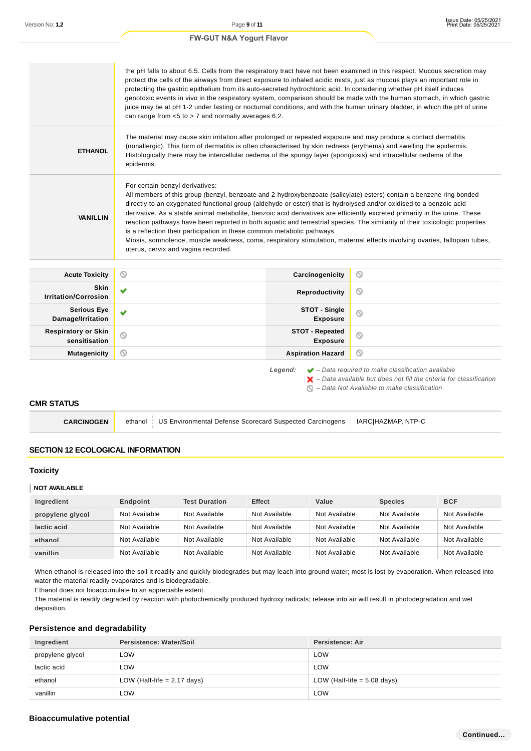| | |
|---|---|
| | the pH falls to about 6.5. Cells from the respiratory tract have not been examined in this respect. Mucous secretion may protect the cells of the airways from direct exposure to inhaled acidic mists, just as mucous plays an important role in protecting the gastric epithelium from its auto-secreted hydrochloric acid. In considering whether pH itself induces genotoxic events in vivo in the respiratory system, comparison should be made with the human stomach, in which gastric juice may be at pH 1-2 under fasting or nocturnal conditions, and with the human urinary bladder, in which the pH of urine can range from <5 to > 7 and normally averages 6.2. |
| **ETHANOL** | The material may cause skin irritation after prolonged or repeated exposure and may produce a contact dermatitis (nonallergic). This form of dermatitis is often characterised by skin redness (erythema) and swelling the epidermis. Histologically there may be intercellular oedema of the spongy layer (spongiosis) and intracellular oedema of the epidermis. |
| **VANILLIN** | For certain benzyl derivatives:<br>All members of this group (benzyl, benzoate and 2-hydroxybenzoate (salicylate) esters) contain a benzene ring bonded directly to an oxygenated functional group (aldehyde or ester) that is hydrolysed and/or oxidised to a benzoic acid derivative. As a stable animal metabolite, benzoic acid derivatives are efficiently excreted primarily in the urine. These reaction pathways have been reported in both aquatic and terrestrial species. The similarity of their toxicologic properties is a reflection their participation in these common metabolic pathways.<br>Miosis, somnolence, muscle weakness, coma, respiratory stimulation, maternal effects involving ovaries, fallopian tubes, uterus, cervix and vagina recorded. |

| | | | |
|---|---|---|---|
| **Acute Toxicity** | ⃠ | **Carcinogenicity** | ⃠ |
| **Skin Irritation/Corrosion** | ✔ | **Reproductivity** | ⃠ |
| **Serious Eye Damage/Irritation** | ✔ | **STOT - Single Exposure** | ⃠ |
| **Respiratory or Skin sensitisation** | ⃠ | **STOT - Repeated Exposure** | ⃠ |
| **Mutagenicity** | ⃠ | **Aspiration Hazard** | ⃠ |

*Legend:*
- ✔ *– Data required to make classification available*
- ✖ *– Data available but does not fill the criteria for classification*
- ⃠ *– Data Not Available to make classification*

### CMR STATUS

| | | | |
|---|---|---|---|
| **CARCINOGEN** | ethanol | US Environmental Defense Scorecard Suspected Carcinogens | IARC\|HAZMAP, NTP-C |

## SECTION 12 ECOLOGICAL INFORMATION

### Toxicity

**NOT AVAILABLE**

| Ingredient | Endpoint | Test Duration | Effect | Value | Species | BCF |
|---|---|---|---|---|---|---|
| propylene glycol | Not Available | Not Available | Not Available | Not Available | Not Available | Not Available |
| lactic acid | Not Available | Not Available | Not Available | Not Available | Not Available | Not Available |
| ethanol | Not Available | Not Available | Not Available | Not Available | Not Available | Not Available |
| vanillin | Not Available | Not Available | Not Available | Not Available | Not Available | Not Available |

When ethanol is released into the soil it readily and quickly biodegrades but may leach into ground water; most is lost by evaporation. When released into water the material readily evaporates and is biodegradable.
Ethanol does not bioaccumulate to an appreciable extent.
The material is readily degraded by reaction with photochemically produced hydroxy radicals; release into air will result in photodegradation and wet deposition.

### Persistence and degradability

| Ingredient | Persistence: Water/Soil | Persistence: Air |
|---|---|---|
| propylene glycol | LOW | LOW |
| lactic acid | LOW | LOW |
| ethanol | LOW (Half-life = 2.17 days) | LOW (Half-life = 5.08 days) |
| vanillin | LOW | LOW |

### Bioaccumulative potential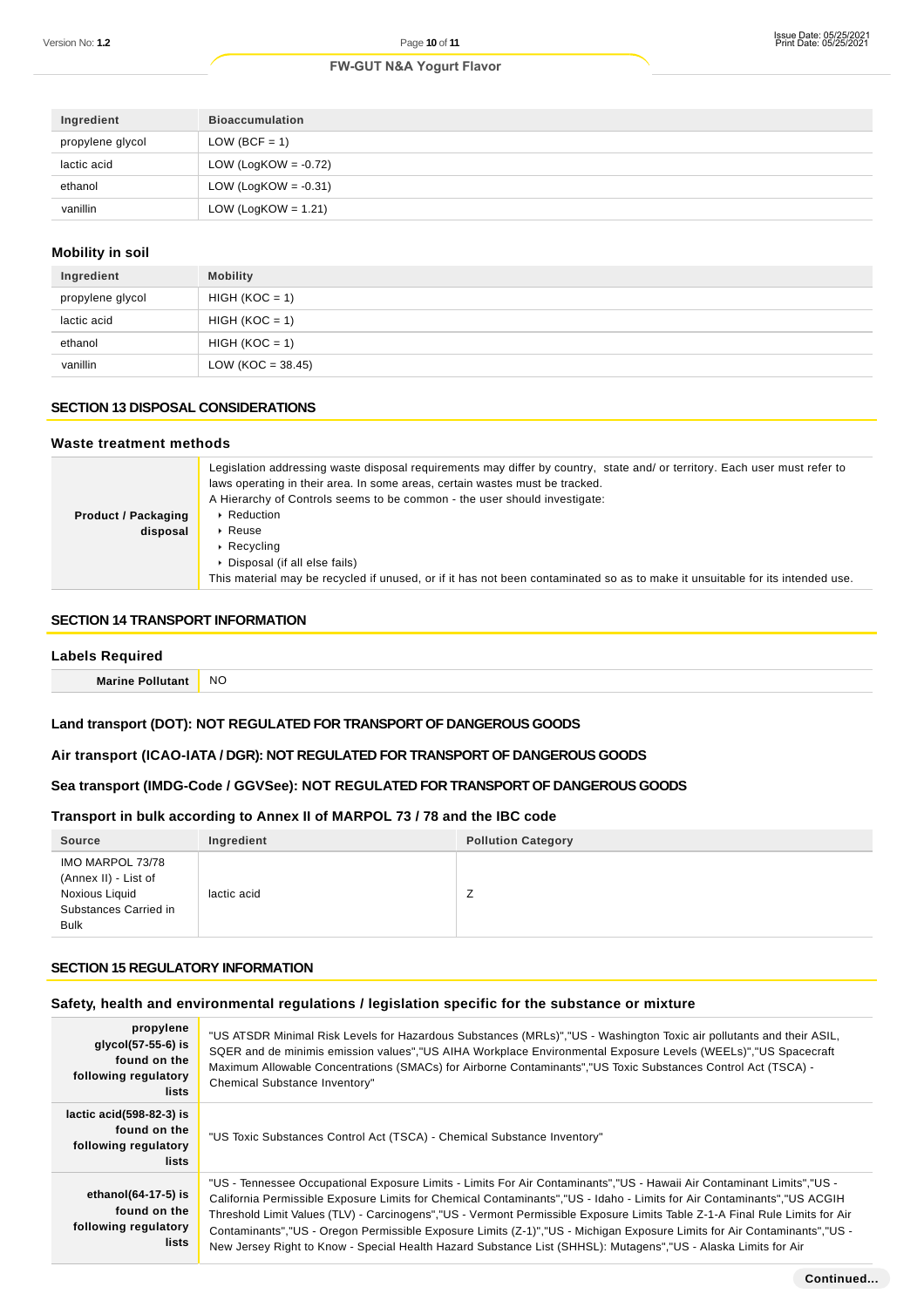| Ingredient | Bioaccumulation |
|---|---|
| propylene glycol | LOW (BCF = 1) |
| lactic acid | LOW (LogKOW = -0.72) |
| ethanol | LOW (LogKOW = -0.31) |
| vanillin | LOW (LogKOW = 1.21) |

### Mobility in soil

| Ingredient | Mobility |
|---|---|
| propylene glycol | HIGH (KOC = 1) |
| lactic acid | HIGH (KOC = 1) |
| ethanol | HIGH (KOC = 1) |
| vanillin | LOW (KOC = 38.45) |

## SECTION 13 DISPOSAL CONSIDERATIONS

### Waste treatment methods

| | |
|---|---|
| **Product / Packaging disposal** | Legislation addressing waste disposal requirements may differ by country, state and/ or territory. Each user must refer to laws operating in their area. In some areas, certain wastes must be tracked.<br>A Hierarchy of Controls seems to be common - the user should investigate:<br>▸ Reduction<br>▸ Reuse<br>▸ Recycling<br>▸ Disposal (if all else fails)<br>This material may be recycled if unused, or if it has not been contaminated so as to make it unsuitable for its intended use. |

## SECTION 14 TRANSPORT INFORMATION

### Labels Required

| | |
|---|---|
| **Marine Pollutant** | NO |

**Land transport (DOT): NOT REGULATED FOR TRANSPORT OF DANGEROUS GOODS**

**Air transport (ICAO-IATA / DGR): NOT REGULATED FOR TRANSPORT OF DANGEROUS GOODS**

**Sea transport (IMDG-Code / GGVSee): NOT REGULATED FOR TRANSPORT OF DANGEROUS GOODS**

### Transport in bulk according to Annex II of MARPOL 73 / 78 and the IBC code

| Source | Ingredient | Pollution Category |
|---|---|---|
| IMO MARPOL 73/78 (Annex II) - List of Noxious Liquid Substances Carried in Bulk | lactic acid | Z |

## SECTION 15 REGULATORY INFORMATION

### Safety, health and environmental regulations / legislation specific for the substance or mixture

| | |
|---|---|
| **propylene glycol(57-55-6) is found on the following regulatory lists** | "US ATSDR Minimal Risk Levels for Hazardous Substances (MRLs)","US - Washington Toxic air pollutants and their ASIL, SQER and de minimis emission values","US AIHA Workplace Environmental Exposure Levels (WEELs)","US Spacecraft Maximum Allowable Concentrations (SMACs) for Airborne Contaminants","US Toxic Substances Control Act (TSCA) - Chemical Substance Inventory" |
| **lactic acid(598-82-3) is found on the following regulatory lists** | "US Toxic Substances Control Act (TSCA) - Chemical Substance Inventory" |
| **ethanol(64-17-5) is found on the following regulatory lists** | "US - Tennessee Occupational Exposure Limits - Limits For Air Contaminants","US - Hawaii Air Contaminant Limits","US - California Permissible Exposure Limits for Chemical Contaminants","US - Idaho - Limits for Air Contaminants","US ACGIH Threshold Limit Values (TLV) - Carcinogens","US - Vermont Permissible Exposure Limits Table Z-1-A Final Rule Limits for Air Contaminants","US - Oregon Permissible Exposure Limits (Z-1)","US - Michigan Exposure Limits for Air Contaminants","US - New Jersey Right to Know - Special Health Hazard Substance List (SHHSL): Mutagens","US - Alaska Limits for Air |

Continued...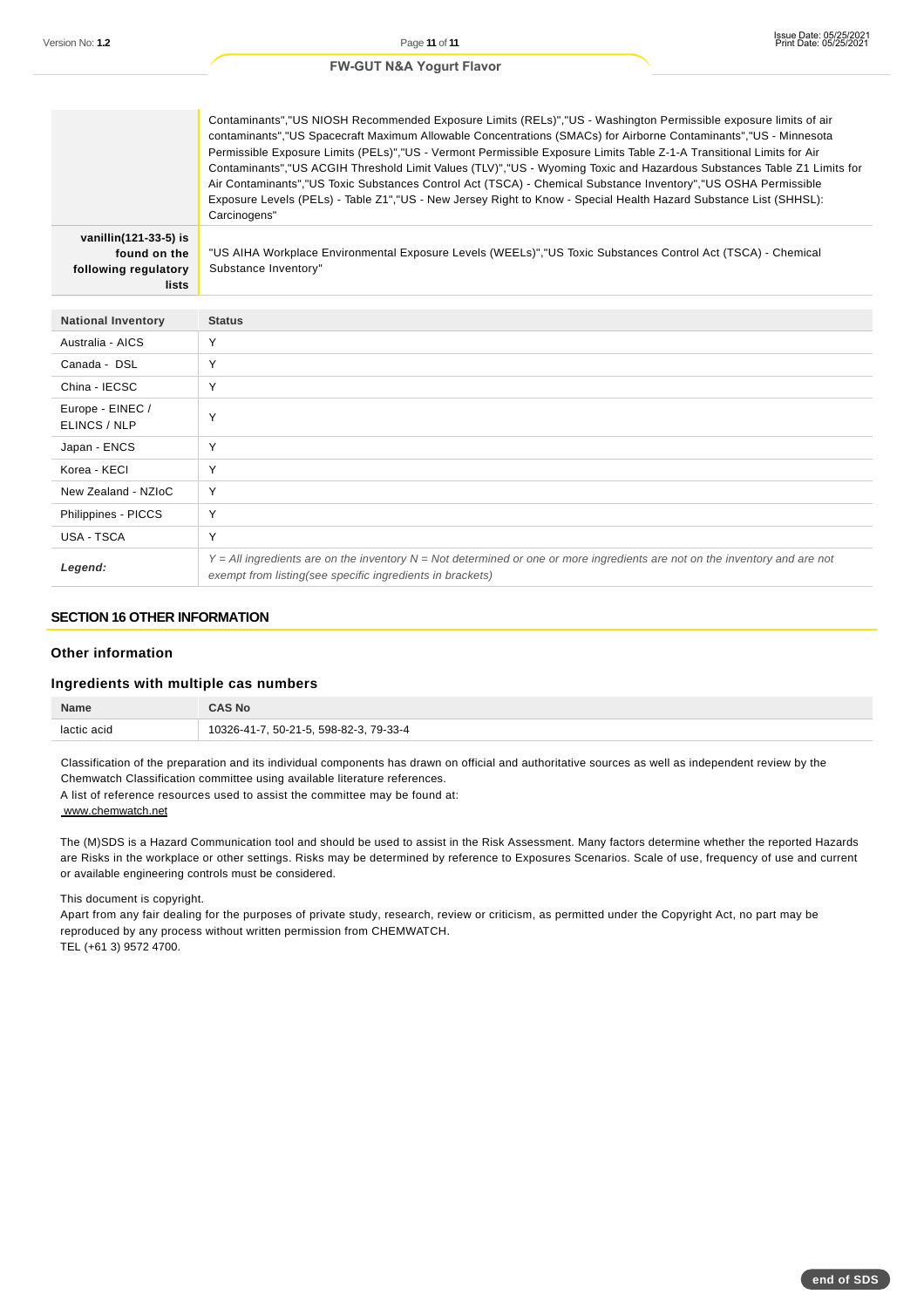| | |
|---|---|
| | Contaminants","US NIOSH Recommended Exposure Limits (RELs)","US - Washington Permissible exposure limits of air contaminants","US Spacecraft Maximum Allowable Concentrations (SMACs) for Airborne Contaminants","US - Minnesota Permissible Exposure Limits (PELs)","US - Vermont Permissible Exposure Limits Table Z-1-A Transitional Limits for Air Contaminants","US ACGIH Threshold Limit Values (TLV)","US - Wyoming Toxic and Hazardous Substances Table Z1 Limits for Air Contaminants","US Toxic Substances Control Act (TSCA) - Chemical Substance Inventory","US OSHA Permissible Exposure Levels (PELs) - Table Z1","US - New Jersey Right to Know - Special Health Hazard Substance List (SHHSL): Carcinogens" |
| **vanillin(121-33-5) is found on the following regulatory lists** | "US AIHA Workplace Environmental Exposure Levels (WEELs)","US Toxic Substances Control Act (TSCA) - Chemical Substance Inventory" |

| National Inventory | Status |
|---|---|
| Australia - AICS | Y |
| Canada - DSL | Y |
| China - IECSC | Y |
| Europe - EINEC / ELINCS / NLP | Y |
| Japan - ENCS | Y |
| Korea - KECI | Y |
| New Zealand - NZIoC | Y |
| Philippines - PICCS | Y |
| USA - TSCA | Y |
| ***Legend:*** | *Y = All ingredients are on the inventory N = Not determined or one or more ingredients are not on the inventory and are not exempt from listing(see specific ingredients in brackets)* |

## SECTION 16 OTHER INFORMATION

### Other information

### Ingredients with multiple cas numbers

| Name | CAS No |
|---|---|
| lactic acid | 10326-41-7, 50-21-5, 598-82-3, 79-33-4 |

Classification of the preparation and its individual components has drawn on official and authoritative sources as well as independent review by the Chemwatch Classification committee using available literature references.
A list of reference resources used to assist the committee may be found at:
www.chemwatch.net

The (M)SDS is a Hazard Communication tool and should be used to assist in the Risk Assessment. Many factors determine whether the reported Hazards are Risks in the workplace or other settings. Risks may be determined by reference to Exposures Scenarios. Scale of use, frequency of use and current or available engineering controls must be considered.

This document is copyright.
Apart from any fair dealing for the purposes of private study, research, review or criticism, as permitted under the Copyright Act, no part may be reproduced by any process without written permission from CHEMWATCH.
TEL (+61 3) 9572 4700.

end of SDS